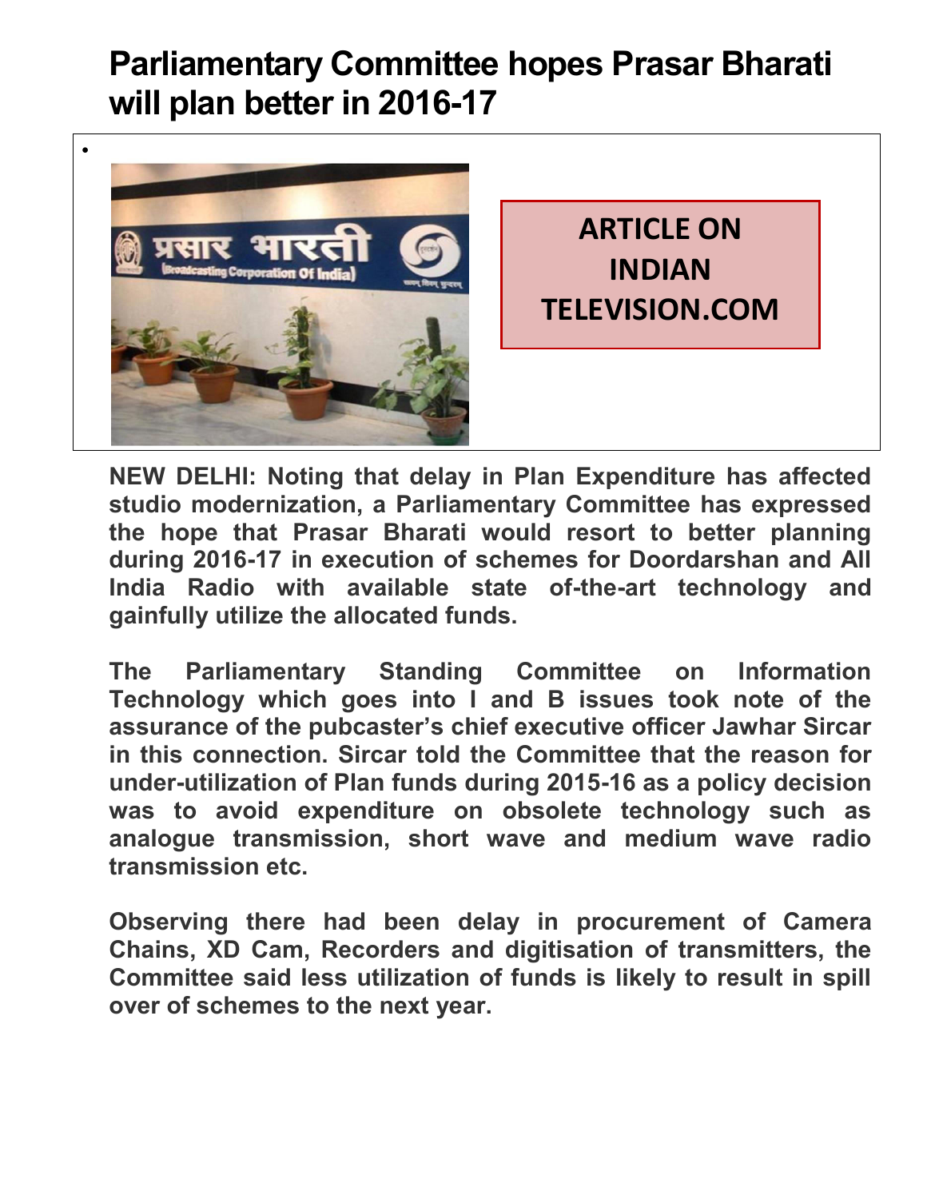# Parliamentary Committee hopes Prasar Bharati will plan better in 2016-17

**ARTICLE ON INDIAN TELEVISION.COM**

**NEW DELHI: Noting that delay in Plan Expenditure has affected studio modernization, a Parliamentary Committee has expressed the hope that Prasar Bharati would resort to better planning during 2016-17 in execution of schemes for Doordarshan and All India Radio with available state of-the-art technology and gainfully utilize the allocated funds.**

**The Parliamentary Standing Committee on Information Technology which goes into I and B issues took note of the assurance of the pubcaster's chief executive officer Jawhar Sircar in this connection. Sircar told the Committee that the reason for under-utilization of Plan funds during 2015-16 as a policy decision was to avoid expenditure on obsolete technology such as analogue transmission, short wave and medium wave radio transmission etc.**

**Observing there had been delay in procurement of Camera Chains, XD Cam, Recorders and digitisation of transmitters, the Committee said less utilization of funds is likely to result in spill over of schemes to the next year.**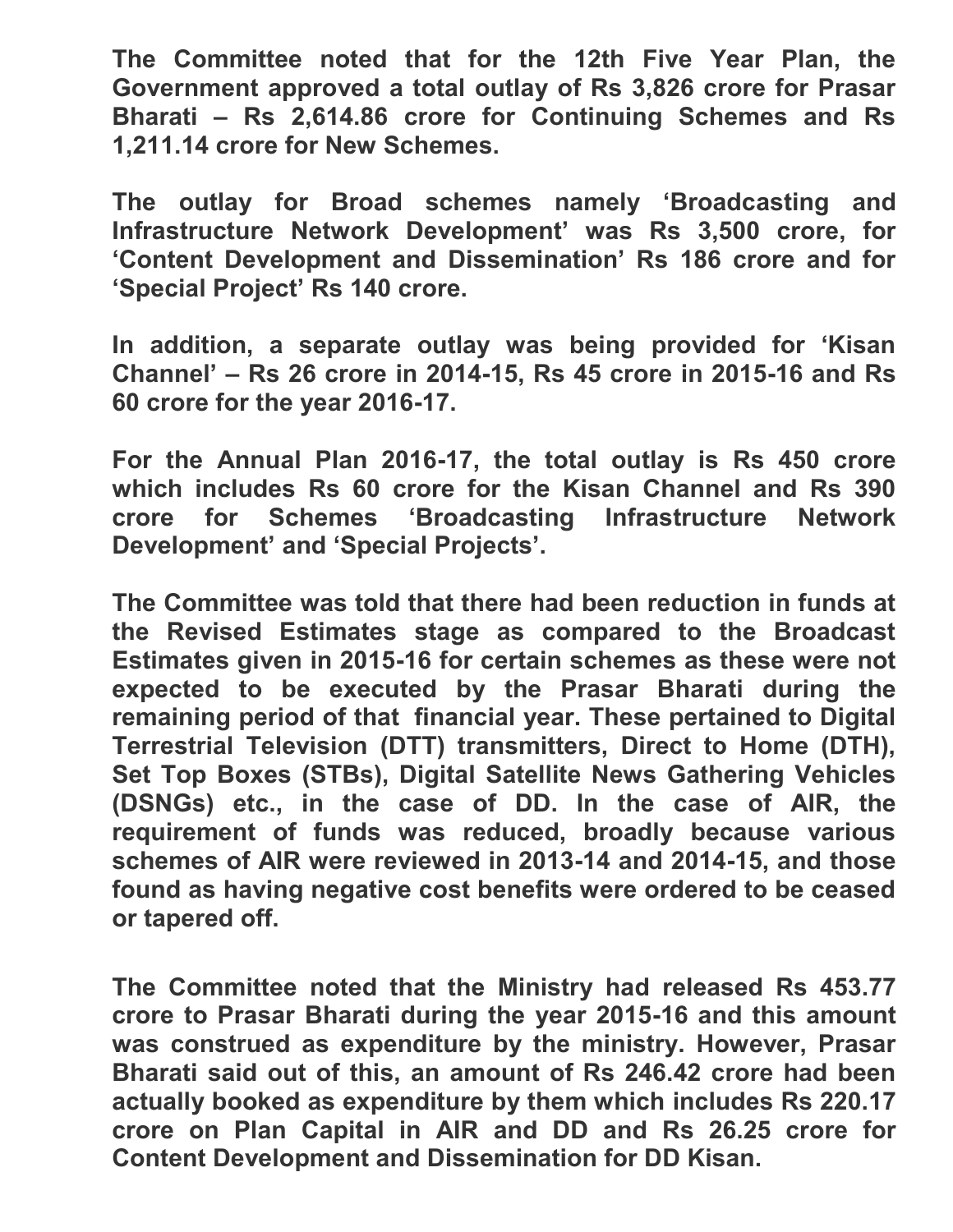**The Committee noted that for the 12th Five Year Plan, the Government approved a total outlay of Rs 3,826 crore for Prasar Bharati – Rs 2,614.86 crore for Continuing Schemes and Rs 1,211.14 crore for New Schemes.**

**The outlay for Broad schemes namely 'Broadcasting and Infrastructure Network Development' was Rs 3,500 crore, for 'Content Development and Dissemination' Rs 186 crore and for 'Special Project' Rs 140 crore.**

**In addition, a separate outlay was being provided for 'Kisan Channel' – Rs 26 crore in 2014-15, Rs 45 crore in 2015-16 and Rs 60 crore for the year 2016-17.**

**For the Annual Plan 2016-17, the total outlay is Rs 450 crore which includes Rs 60 crore for the Kisan Channel and Rs 390 crore for Schemes 'Broadcasting Infrastructure Network Development' and 'Special Projects'.**

**The Committee was told that there had been reduction in funds at the Revised Estimates stage as compared to the Broadcast Estimates given in 2015-16 for certain schemes as these were not expected to be executed by the Prasar Bharati during the remaining period of that financial year. These pertained to Digital Terrestrial Television (DTT) transmitters, Direct to Home (DTH), Set Top Boxes (STBs), Digital Satellite News Gathering Vehicles (DSNGs) etc., in the case of DD. In the case of AIR, the requirement of funds was reduced, broadly because various schemes of AIR were reviewed in 2013-14 and 2014-15, and those found as having negative cost benefits were ordered to be ceased or tapered off.**

**The Committee noted that the Ministry had released Rs 453.77 crore to Prasar Bharati during the year 2015-16 and this amount was construed as expenditure by the ministry. However, Prasar Bharati said out of this, an amount of Rs 246.42 crore had been actually booked as expenditure by them which includes Rs 220.17 crore on Plan Capital in AIR and DD and Rs 26.25 crore for Content Development and Dissemination for DD Kisan.**